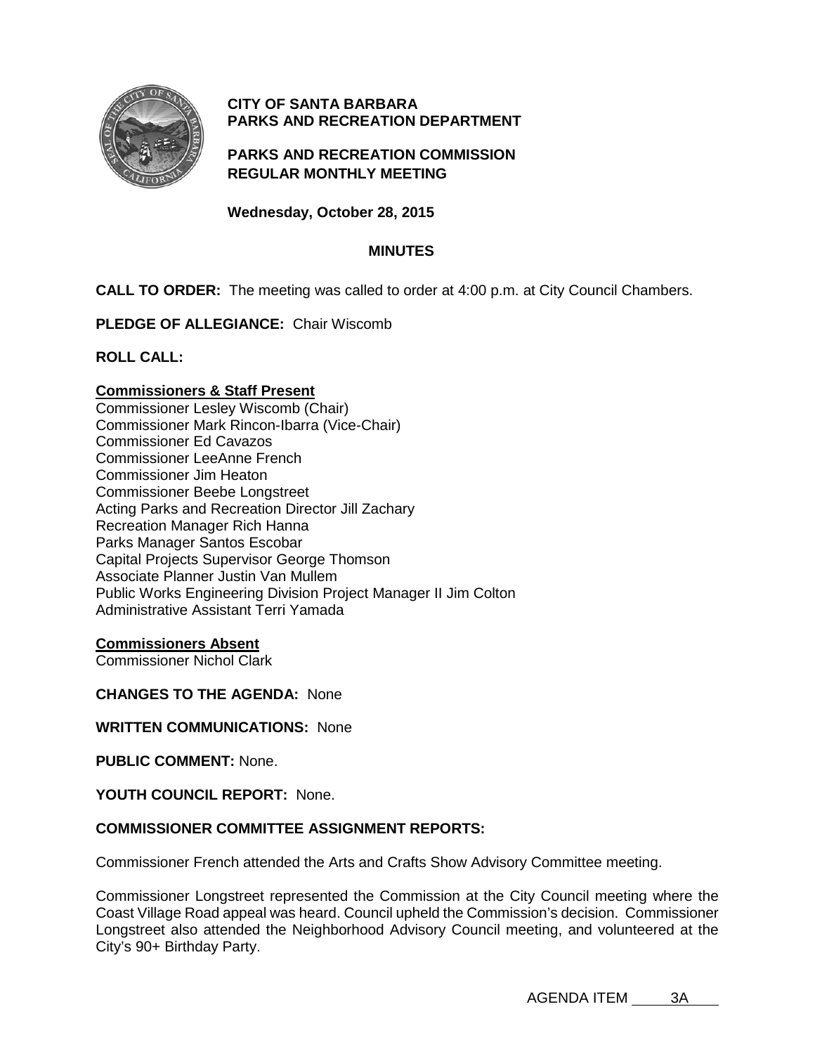**CITY OF SANTA BARBARA**
**PARKS AND RECREATION DEPARTMENT**

**PARKS AND RECREATION COMMISSION**
**REGULAR MONTHLY MEETING**

**Wednesday, October 28, 2015**

**MINUTES**

**CALL TO ORDER:** The meeting was called to order at 4:00 p.m. at City Council Chambers.

**PLEDGE OF ALLEGIANCE:** Chair Wiscomb

**ROLL CALL:**

**Commissioners & Staff Present**

Commissioner Lesley Wiscomb (Chair)
Commissioner Mark Rincon-Ibarra (Vice-Chair)
Commissioner Ed Cavazos
Commissioner LeeAnne French
Commissioner Jim Heaton
Commissioner Beebe Longstreet
Acting Parks and Recreation Director Jill Zachary
Recreation Manager Rich Hanna
Parks Manager Santos Escobar
Capital Projects Supervisor George Thomson
Associate Planner Justin Van Mullem
Public Works Engineering Division Project Manager II Jim Colton
Administrative Assistant Terri Yamada

**Commissioners Absent**

Commissioner Nichol Clark

**CHANGES TO THE AGENDA:** None

**WRITTEN COMMUNICATIONS:** None

**PUBLIC COMMENT:** None.

**YOUTH COUNCIL REPORT:** None.

**COMMISSIONER COMMITTEE ASSIGNMENT REPORTS:**

Commissioner French attended the Arts and Crafts Show Advisory Committee meeting.

Commissioner Longstreet represented the Commission at the City Council meeting where the Coast Village Road appeal was heard. Council upheld the Commission's decision. Commissioner Longstreet also attended the Neighborhood Advisory Council meeting, and volunteered at the City's 90+ Birthday Party.

AGENDA ITEM 3A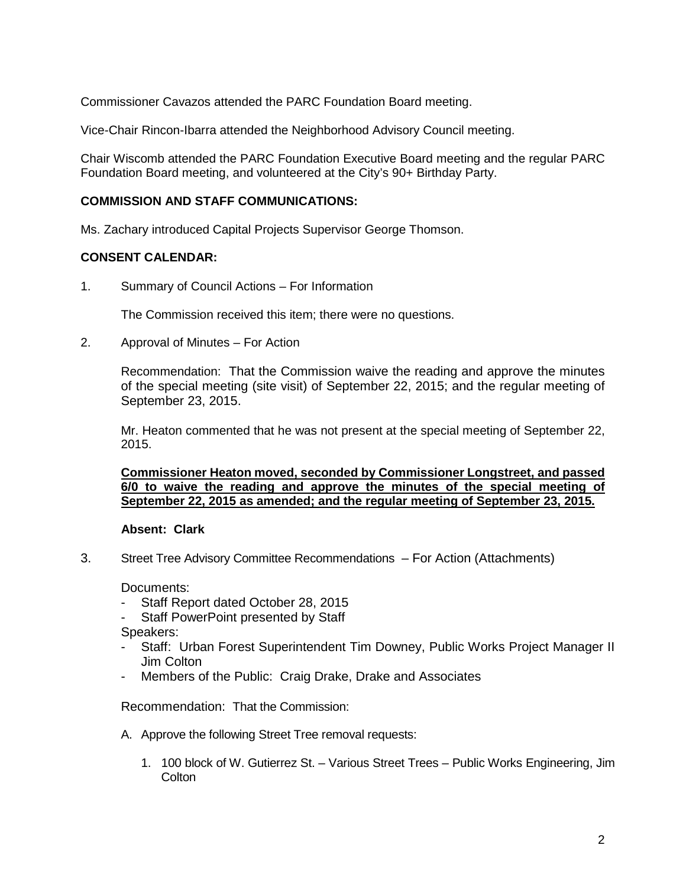Commissioner Cavazos attended the PARC Foundation Board meeting.

Vice-Chair Rincon-Ibarra attended the Neighborhood Advisory Council meeting.

Chair Wiscomb attended the PARC Foundation Executive Board meeting and the regular PARC Foundation Board meeting, and volunteered at the City's 90+ Birthday Party.

**COMMISSION AND STAFF COMMUNICATIONS:**

Ms. Zachary introduced Capital Projects Supervisor George Thomson.

**CONSENT CALENDAR:**

1. Summary of Council Actions – For Information

   The Commission received this item; there were no questions.

2. Approval of Minutes – For Action

   Recommendation: That the Commission waive the reading and approve the minutes of the special meeting (site visit) of September 22, 2015; and the regular meeting of September 23, 2015.

   Mr. Heaton commented that he was not present at the special meeting of September 22, 2015.

   **<u>Commissioner Heaton moved, seconded by Commissioner Longstreet, and passed 6/0 to waive the reading and approve the minutes of the special meeting of September 22, 2015 as amended; and the regular meeting of September 23, 2015.</u>**

   **Absent: Clark**

3. Street Tree Advisory Committee Recommendations – For Action (Attachments)

   Documents:
   - Staff Report dated October 28, 2015
   - Staff PowerPoint presented by Staff

   Speakers:
   - Staff: Urban Forest Superintendent Tim Downey, Public Works Project Manager II Jim Colton
   - Members of the Public: Craig Drake, Drake and Associates

   Recommendation: That the Commission:

   A. Approve the following Street Tree removal requests:

      1. 100 block of W. Gutierrez St. – Various Street Trees – Public Works Engineering, Jim Colton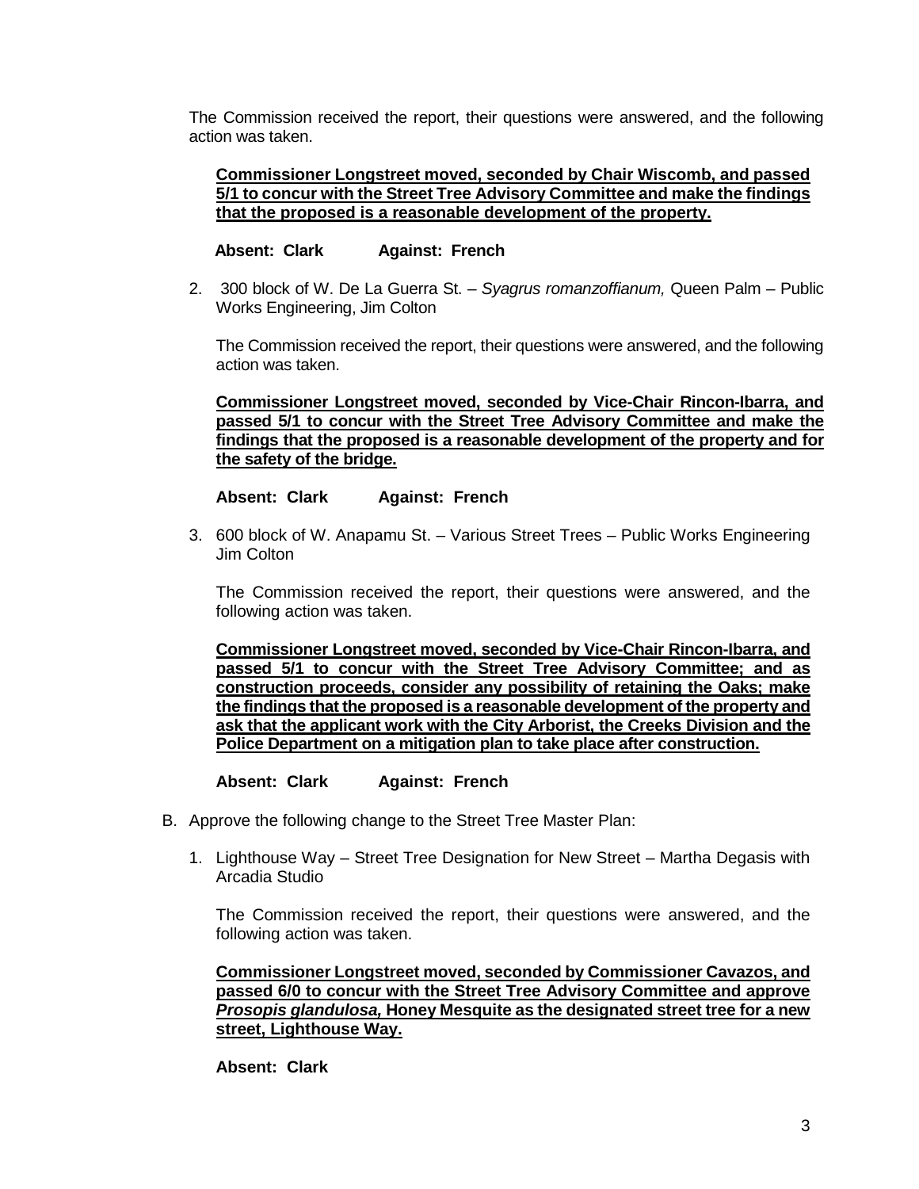The Commission received the report, their questions were answered, and the following action was taken.

**Commissioner Longstreet moved, seconded by Chair Wiscomb, and passed 5/1 to concur with the Street Tree Advisory Committee and make the findings that the proposed is a reasonable development of the property.**

**Absent: Clark Against: French**

2. 300 block of W. De La Guerra St. – *Syagrus romanzoffianum,* Queen Palm – Public Works Engineering, Jim Colton

   The Commission received the report, their questions were answered, and the following action was taken.

   **Commissioner Longstreet moved, seconded by Vice-Chair Rincon-Ibarra, and passed 5/1 to concur with the Street Tree Advisory Committee and make the findings that the proposed is a reasonable development of the property and for the safety of the bridge.**

   **Absent: Clark Against: French**

3. 600 block of W. Anapamu St. – Various Street Trees – Public Works Engineering Jim Colton

   The Commission received the report, their questions were answered, and the following action was taken.

   **Commissioner Longstreet moved, seconded by Vice-Chair Rincon-Ibarra, and passed 5/1 to concur with the Street Tree Advisory Committee; and as construction proceeds, consider any possibility of retaining the Oaks; make the findings that the proposed is a reasonable development of the property and ask that the applicant work with the City Arborist, the Creeks Division and the Police Department on a mitigation plan to take place after construction.**

   **Absent: Clark Against: French**

B. Approve the following change to the Street Tree Master Plan:

   1. Lighthouse Way – Street Tree Designation for New Street – Martha Degasis with Arcadia Studio

      The Commission received the report, their questions were answered, and the following action was taken.

      **Commissioner Longstreet moved, seconded by Commissioner Cavazos, and passed 6/0 to concur with the Street Tree Advisory Committee and approve *Prosopis glandulosa,* Honey Mesquite as the designated street tree for a new street, Lighthouse Way.**

      **Absent: Clark**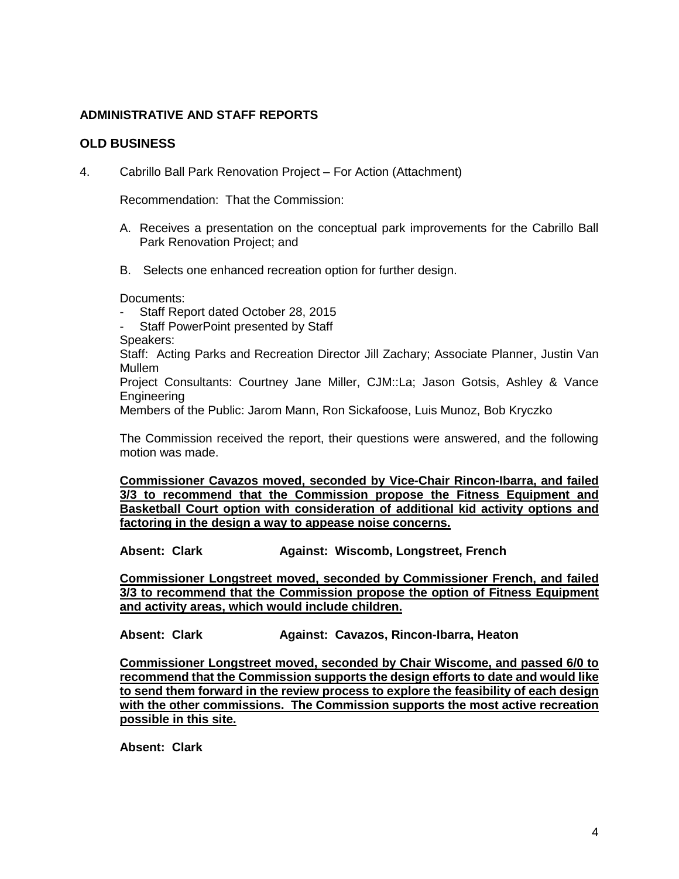## ADMINISTRATIVE AND STAFF REPORTS

## OLD BUSINESS

4. Cabrillo Ball Park Renovation Project – For Action (Attachment)

   Recommendation: That the Commission:

   A. Receives a presentation on the conceptual park improvements for the Cabrillo Ball Park Renovation Project; and

   B. Selects one enhanced recreation option for further design.

   Documents:
   - Staff Report dated October 28, 2015
   - Staff PowerPoint presented by Staff

   Speakers:
   Staff: Acting Parks and Recreation Director Jill Zachary; Associate Planner, Justin Van Mullem
   Project Consultants: Courtney Jane Miller, CJM::La; Jason Gotsis, Ashley & Vance Engineering
   Members of the Public: Jarom Mann, Ron Sickafoose, Luis Munoz, Bob Kryczko

   The Commission received the report, their questions were answered, and the following motion was made.

   **Commissioner Cavazos moved, seconded by Vice-Chair Rincon-Ibarra, and failed 3/3 to recommend that the Commission propose the Fitness Equipment and Basketball Court option with consideration of additional kid activity options and factoring in the design a way to appease noise concerns.**

   **Absent: Clark** **Against: Wiscomb, Longstreet, French**

   **Commissioner Longstreet moved, seconded by Commissioner French, and failed 3/3 to recommend that the Commission propose the option of Fitness Equipment and activity areas, which would include children.**

   **Absent: Clark** **Against: Cavazos, Rincon-Ibarra, Heaton**

   **Commissioner Longstreet moved, seconded by Chair Wiscome, and passed 6/0 to recommend that the Commission supports the design efforts to date and would like to send them forward in the review process to explore the feasibility of each design with the other commissions. The Commission supports the most active recreation possible in this site.**

   **Absent: Clark**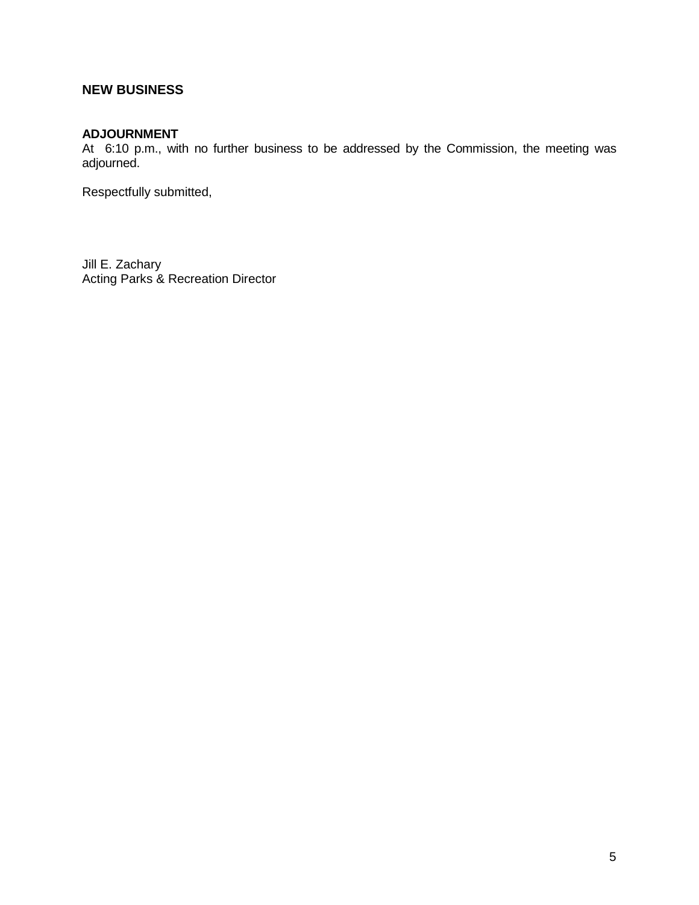**NEW BUSINESS**

**ADJOURNMENT**

At 6:10 p.m., with no further business to be addressed by the Commission, the meeting was adjourned.

Respectfully submitted,

Jill E. Zachary
Acting Parks & Recreation Director